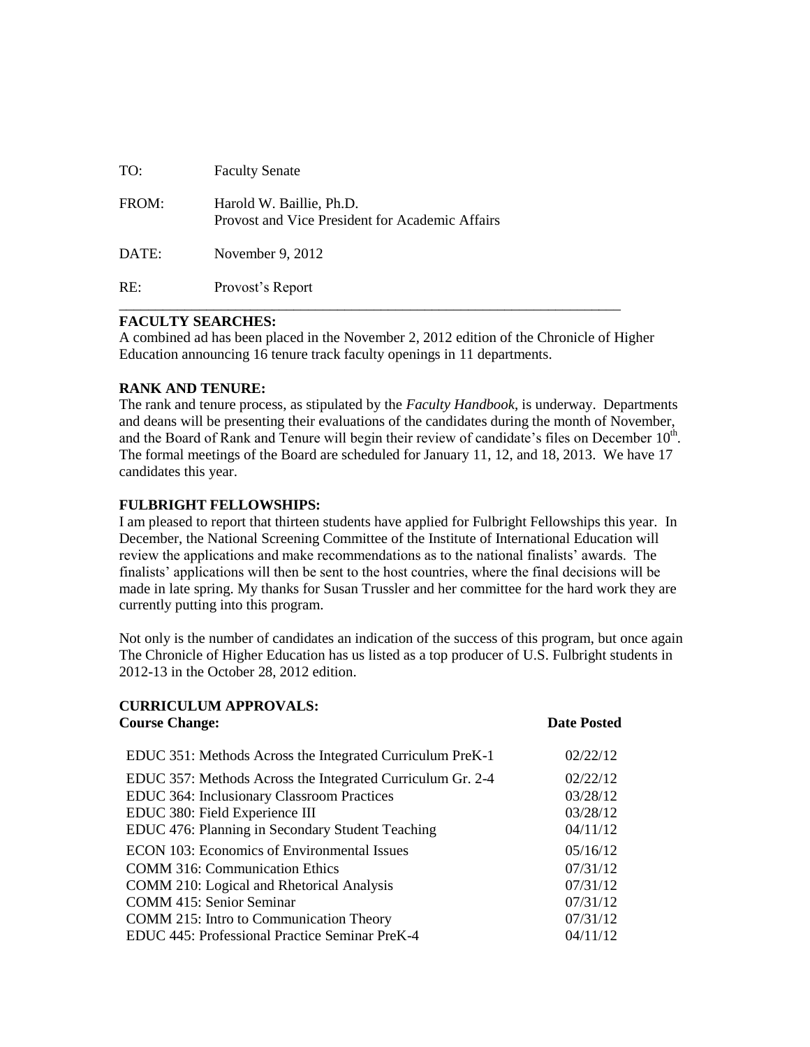| | |
|---|---|
| TO: | Faculty Senate |
| FROM: | Harold W. Baillie, Ph.D.<br>Provost and Vice President for Academic Affairs |
| DATE: | November 9, 2012 |
| RE: | Provost's Report |

---

**FACULTY SEARCHES:**

A combined ad has been placed in the November 2, 2012 edition of the Chronicle of Higher Education announcing 16 tenure track faculty openings in 11 departments.

**RANK AND TENURE:**

The rank and tenure process, as stipulated by the *Faculty Handbook*, is underway. Departments and deans will be presenting their evaluations of the candidates during the month of November, and the Board of Rank and Tenure will begin their review of candidate's files on December 10th. The formal meetings of the Board are scheduled for January 11, 12, and 18, 2013. We have 17 candidates this year.

**FULBRIGHT FELLOWSHIPS:**

I am pleased to report that thirteen students have applied for Fulbright Fellowships this year. In December, the National Screening Committee of the Institute of International Education will review the applications and make recommendations as to the national finalists' awards. The finalists' applications will then be sent to the host countries, where the final decisions will be made in late spring. My thanks for Susan Trussler and her committee for the hard work they are currently putting into this program.

Not only is the number of candidates an indication of the success of this program, but once again The Chronicle of Higher Education has us listed as a top producer of U.S. Fulbright students in 2012-13 in the October 28, 2012 edition.

**CURRICULUM APPROVALS:**

| **Course Change:** | **Date Posted** |
|---|---|
| EDUC 351: Methods Across the Integrated Curriculum PreK-1 | 02/22/12 |
| EDUC 357: Methods Across the Integrated Curriculum Gr. 2-4 | 02/22/12 |
| EDUC 364: Inclusionary Classroom Practices | 03/28/12 |
| EDUC 380: Field Experience III | 03/28/12 |
| EDUC 476: Planning in Secondary Student Teaching | 04/11/12 |
| ECON 103: Economics of Environmental Issues | 05/16/12 |
| COMM 316: Communication Ethics | 07/31/12 |
| COMM 210: Logical and Rhetorical Analysis | 07/31/12 |
| COMM 415: Senior Seminar | 07/31/12 |
| COMM 215: Intro to Communication Theory | 07/31/12 |
| EDUC 445: Professional Practice Seminar PreK-4 | 04/11/12 |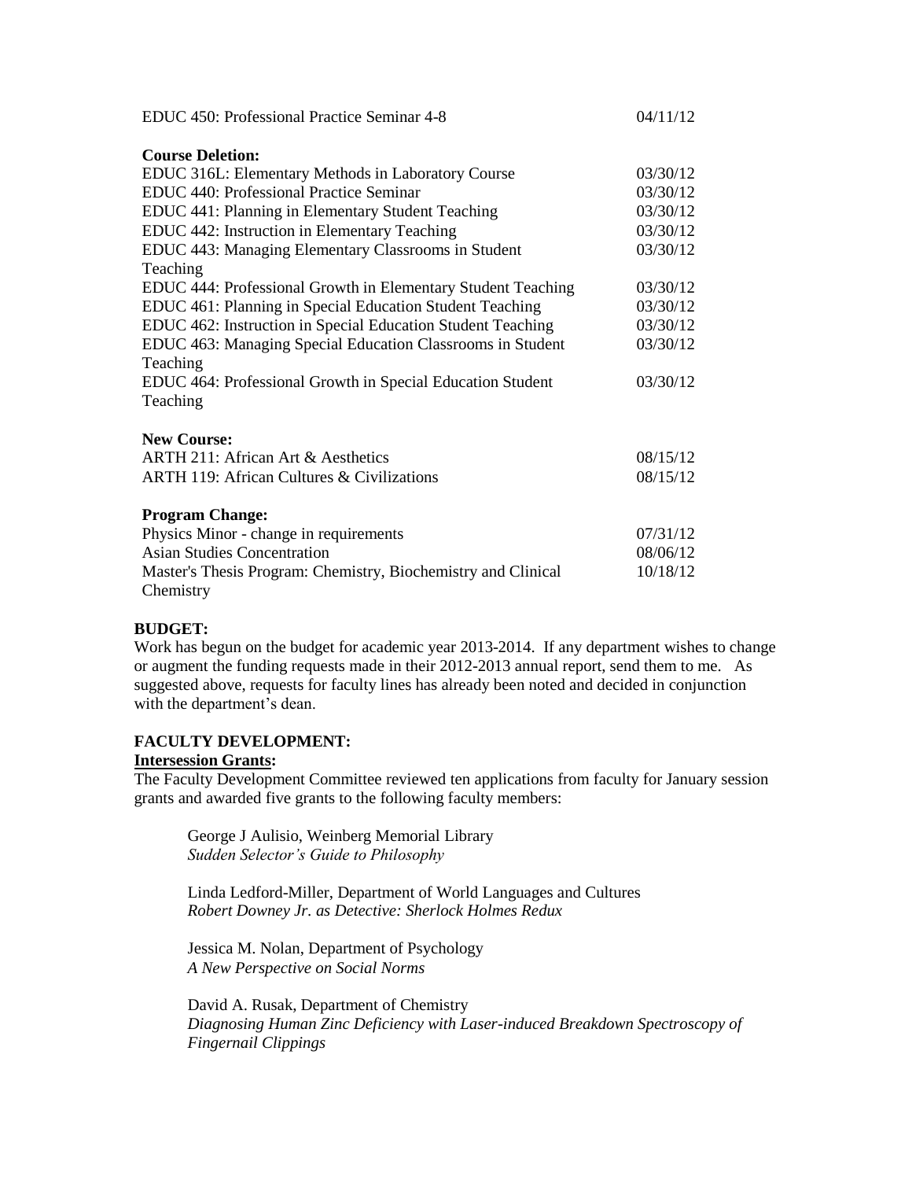| | |
|---|---|
| EDUC 450: Professional Practice Seminar 4-8 | 04/11/12 |

**Course Deletion:**

| | |
|---|---|
| EDUC 316L: Elementary Methods in Laboratory Course | 03/30/12 |
| EDUC 440: Professional Practice Seminar | 03/30/12 |
| EDUC 441: Planning in Elementary Student Teaching | 03/30/12 |
| EDUC 442: Instruction in Elementary Teaching | 03/30/12 |
| EDUC 443: Managing Elementary Classrooms in Student Teaching | 03/30/12 |
| EDUC 444: Professional Growth in Elementary Student Teaching | 03/30/12 |
| EDUC 461: Planning in Special Education Student Teaching | 03/30/12 |
| EDUC 462: Instruction in Special Education Student Teaching | 03/30/12 |
| EDUC 463: Managing Special Education Classrooms in Student Teaching | 03/30/12 |
| EDUC 464: Professional Growth in Special Education Student Teaching | 03/30/12 |

**New Course:**

| | |
|---|---|
| ARTH 211: African Art & Aesthetics | 08/15/12 |
| ARTH 119: African Cultures & Civilizations | 08/15/12 |

**Program Change:**

| | |
|---|---|
| Physics Minor - change in requirements | 07/31/12 |
| Asian Studies Concentration | 08/06/12 |
| Master's Thesis Program: Chemistry, Biochemistry and Clinical Chemistry | 10/18/12 |

**BUDGET:**

Work has begun on the budget for academic year 2013-2014. If any department wishes to change or augment the funding requests made in their 2012-2013 annual report, send them to me. As suggested above, requests for faculty lines has already been noted and decided in conjunction with the department's dean.

**FACULTY DEVELOPMENT:**

**Intersession Grants:**

The Faculty Development Committee reviewed ten applications from faculty for January session grants and awarded five grants to the following faculty members:

George J Aulisio, Weinberg Memorial Library
*Sudden Selector's Guide to Philosophy*

Linda Ledford-Miller, Department of World Languages and Cultures
*Robert Downey Jr. as Detective: Sherlock Holmes Redux*

Jessica M. Nolan, Department of Psychology
*A New Perspective on Social Norms*

David A. Rusak, Department of Chemistry
*Diagnosing Human Zinc Deficiency with Laser-induced Breakdown Spectroscopy of Fingernail Clippings*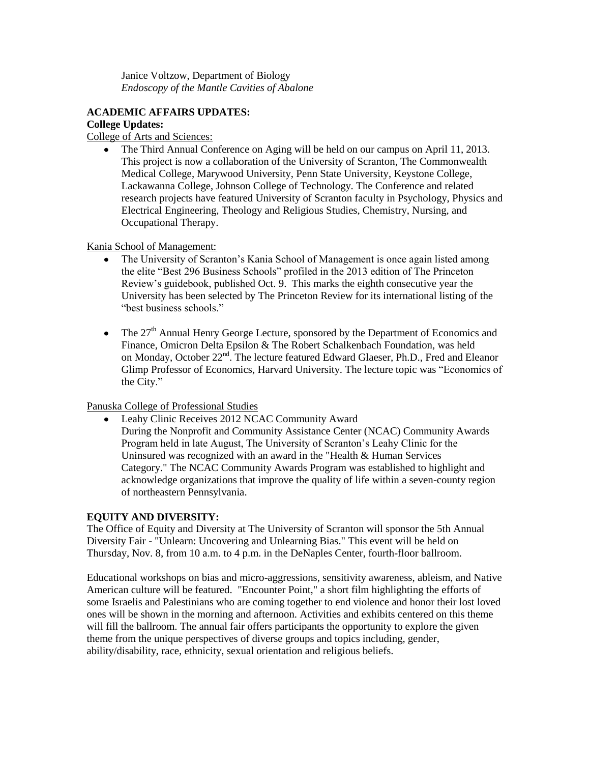Janice Voltzow, Department of Biology
*Endoscopy of the Mantle Cavities of Abalone*

**ACADEMIC AFFAIRS UPDATES:**

**College Updates:**

College of Arts and Sciences:

- The Third Annual Conference on Aging will be held on our campus on April 11, 2013. This project is now a collaboration of the University of Scranton, The Commonwealth Medical College, Marywood University, Penn State University, Keystone College, Lackawanna College, Johnson College of Technology. The Conference and related research projects have featured University of Scranton faculty in Psychology, Physics and Electrical Engineering, Theology and Religious Studies, Chemistry, Nursing, and Occupational Therapy.

Kania School of Management:

- The University of Scranton's Kania School of Management is once again listed among the elite "Best 296 Business Schools" profiled in the 2013 edition of The Princeton Review's guidebook, published Oct. 9. This marks the eighth consecutive year the University has been selected by The Princeton Review for its international listing of the "best business schools."
- The 27th Annual Henry George Lecture, sponsored by the Department of Economics and Finance, Omicron Delta Epsilon & The Robert Schalkenbach Foundation, was held on Monday, October 22nd. The lecture featured Edward Glaeser, Ph.D., Fred and Eleanor Glimp Professor of Economics, Harvard University. The lecture topic was "Economics of the City."

Panuska College of Professional Studies

- Leahy Clinic Receives 2012 NCAC Community Award
  During the Nonprofit and Community Assistance Center (NCAC) Community Awards Program held in late August, The University of Scranton's Leahy Clinic for the Uninsured was recognized with an award in the "Health & Human Services Category." The NCAC Community Awards Program was established to highlight and acknowledge organizations that improve the quality of life within a seven-county region of northeastern Pennsylvania.

**EQUITY AND DIVERSITY:**

The Office of Equity and Diversity at The University of Scranton will sponsor the 5th Annual Diversity Fair - "Unlearn: Uncovering and Unlearning Bias." This event will be held on Thursday, Nov. 8, from 10 a.m. to 4 p.m. in the DeNaples Center, fourth-floor ballroom.

Educational workshops on bias and micro-aggressions, sensitivity awareness, ableism, and Native American culture will be featured. "Encounter Point," a short film highlighting the efforts of some Israelis and Palestinians who are coming together to end violence and honor their lost loved ones will be shown in the morning and afternoon. Activities and exhibits centered on this theme will fill the ballroom. The annual fair offers participants the opportunity to explore the given theme from the unique perspectives of diverse groups and topics including, gender, ability/disability, race, ethnicity, sexual orientation and religious beliefs.